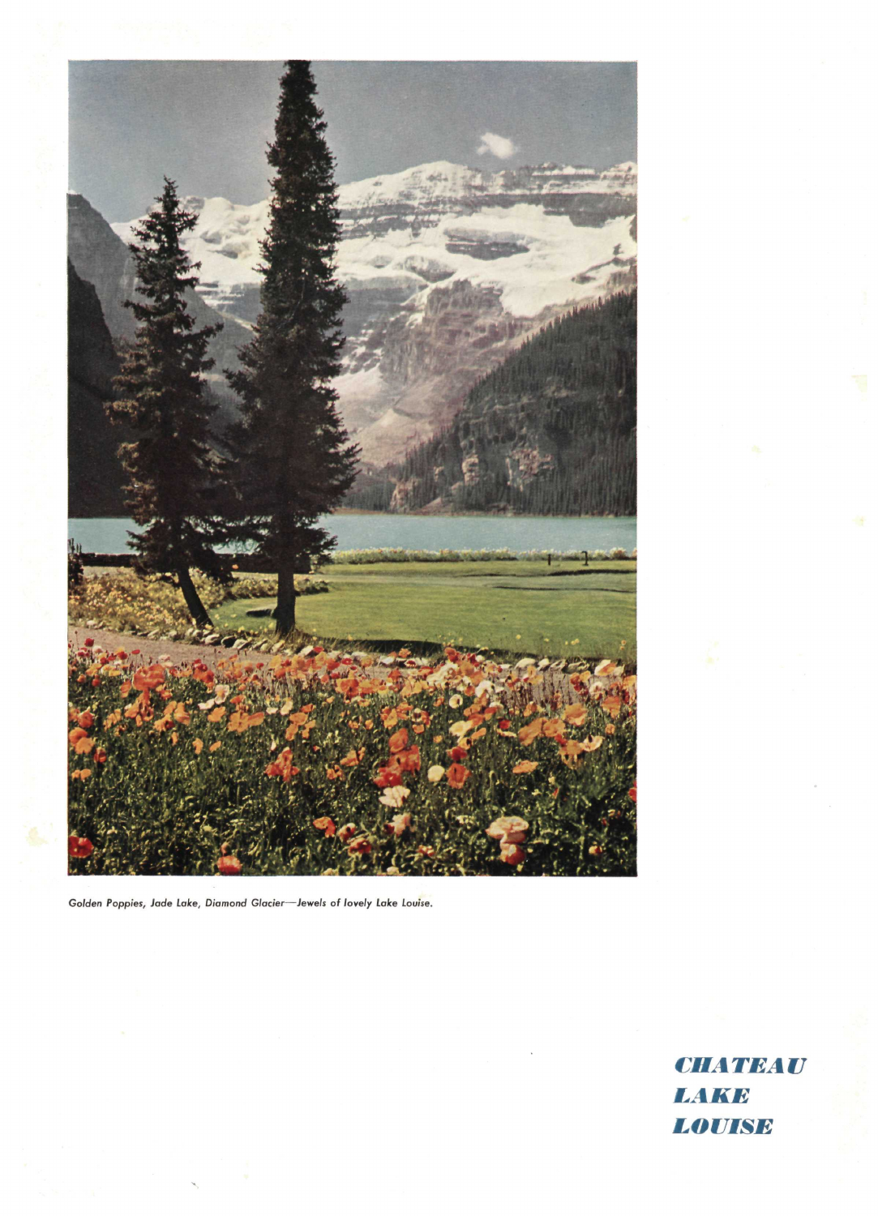*Golden Poppies, Jade Lake, Diamond Glacier—Jewels of lovely Lake Louise.*

**CHATEAU LAKE LOUISE**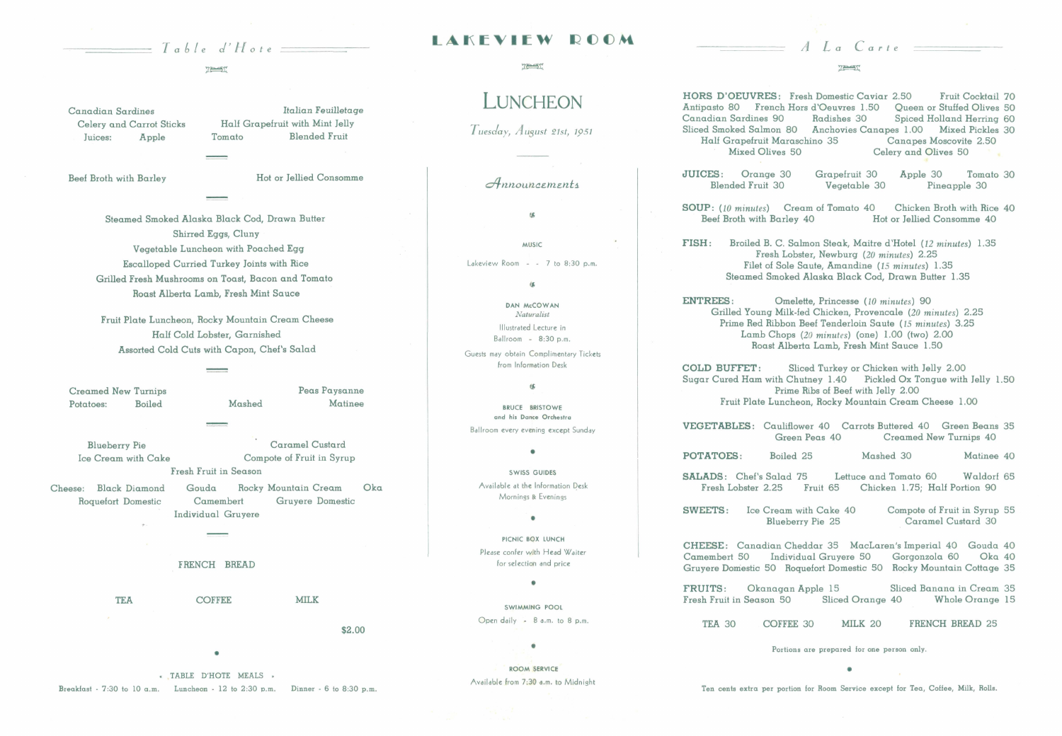# LAKEVIEW ROOM

## LUNCHEON

*Tuesday, August 21st, 1951*

## Table d'Hote

Canadian Sardines — Italian Feuilletage

Celery and Carrot Sticks — Half Grapefruit with Mint Jelly

Juices: Apple — Tomato — Blended Fruit

---

Beef Broth with Barley — Hot or Jellied Consomme

---

Steamed Smoked Alaska Black Cod, Drawn Butter

Shirred Eggs, Cluny

Vegetable Luncheon with Poached Egg

Escalloped Curried Turkey Joints with Rice

Grilled Fresh Mushrooms on Toast, Bacon and Tomato

Roast Alberta Lamb, Fresh Mint Sauce

Fruit Plate Luncheon, Rocky Mountain Cream Cheese

Half Cold Lobster, Garnished

Assorted Cold Cuts with Capon, Chef's Salad

---

Creamed New Turnips — Peas Paysanne

Potatoes: Boiled — Mashed — Matinee

---

Blueberry Pie — Caramel Custard

Ice Cream with Cake — Compote of Fruit in Syrup

Fresh Fruit in Season

Cheese: Black Diamond — Gouda — Rocky Mountain Cream — Oka

Roquefort Domestic — Camembert — Gruyere Domestic

Individual Gruyere

---

FRENCH BREAD

TEA — COFFEE — MILK

$2.00

TABLE D'HOTE MEALS

Breakfast - 7:30 to 10 a.m. — Luncheon - 12 to 2:30 p.m. — Dinner - 6 to 8:30 p.m.

## Announcements

**MUSIC**

Lakeview Room - - 7 to 8:30 p.m.

**DAN McCOWAN**
*Naturalist*

Illustrated Lecture in Ballroom - 8:30 p.m.

Guests may obtain Complimentary Tickets from Information Desk

**BRUCE BRISTOWE and his Dance Orchestra**

Ballroom every evening except Sunday

**SWISS GUIDES**

Available at the Information Desk Mornings & Evenings

**PICNIC BOX LUNCH**

Please confer with Head Waiter for selection and price

**SWIMMING POOL**

Open daily - 8 a.m. to 8 p.m.

**ROOM SERVICE**

Available from 7:30 a.m. to Midnight

## A La Carte

**HORS D'OEUVRES:** Fresh Domestic Caviar 2.50 — Fruit Cocktail 70 — Antipasto 80 — French Hors d'Oeuvres 1.50 — Queen or Stuffed Olives 50 — Canadian Sardines 90 — Radishes 30 — Spiced Holland Herring 60 — Sliced Smoked Salmon 80 — Anchovies Canapes 1.00 — Mixed Pickles 30 — Half Grapefruit Maraschino 35 — Canapes Moscovite 2.50 — Mixed Olives 50 — Celery and Olives 50

**JUICES:** Orange 30 — Grapefruit 30 — Apple 30 — Tomato 30 — Blended Fruit 30 — Vegetable 30 — Pineapple 30

**SOUP:** (*10 minutes*) Cream of Tomato 40 — Chicken Broth with Rice 40 — Beef Broth with Barley 40 — Hot or Jellied Consomme 40

**FISH:** Broiled B. C. Salmon Steak, Maitre d'Hotel (*12 minutes*) 1.35 — Fresh Lobster, Newburg (*20 minutes*) 2.25 — Filet of Sole Saute, Amandine (*15 minutes*) 1.35 — Steamed Smoked Alaska Black Cod, Drawn Butter 1.35

**ENTREES:** Omelette, Princesse (*10 minutes*) 90 — Grilled Young Milk-fed Chicken, Provencale (*20 minutes*) 2.25 — Prime Red Ribbon Beef Tenderloin Saute (*15 minutes*) 3.25 — Lamb Chops (*20 minutes*) (one) 1.00 (two) 2.00 — Roast Alberta Lamb, Fresh Mint Sauce 1.50

**COLD BUFFET:** Sliced Turkey or Chicken with Jelly 2.00 — Sugar Cured Ham with Chutney 1.40 — Pickled Ox Tongue with Jelly 1.50 — Prime Ribs of Beef with Jelly 2.00 — Fruit Plate Luncheon, Rocky Mountain Cream Cheese 1.00

**VEGETABLES:** Cauliflower 40 — Carrots Buttered 40 — Green Beans 35 — Green Peas 40 — Creamed New Turnips 40

**POTATOES:** Boiled 25 — Mashed 30 — Matinee 40

**SALADS:** Chef's Salad 75 — Lettuce and Tomato 60 — Waldorf 65 — Fresh Lobster 2.25 — Fruit 65 — Chicken 1.75; Half Portion 90

**SWEETS:** Ice Cream with Cake 40 — Compote of Fruit in Syrup 55 — Blueberry Pie 25 — Caramel Custard 30

**CHEESE:** Canadian Cheddar 35 — MacLaren's Imperial 40 — Gouda 40 — Camembert 50 — Individual Gruyere 50 — Gorgonzola 60 — Oka 40 — Gruyere Domestic 50 — Roquefort Domestic 50 — Rocky Mountain Cottage 35

**FRUITS:** Okanagan Apple 15 — Sliced Banana in Cream 35 — Fresh Fruit in Season 50 — Sliced Orange 40 — Whole Orange 15

TEA 30 — COFFEE 30 — MILK 20 — FRENCH BREAD 25

Portions are prepared for one person only.

Ten cents extra per portion for Room Service except for Tea, Coffee, Milk, Rolls.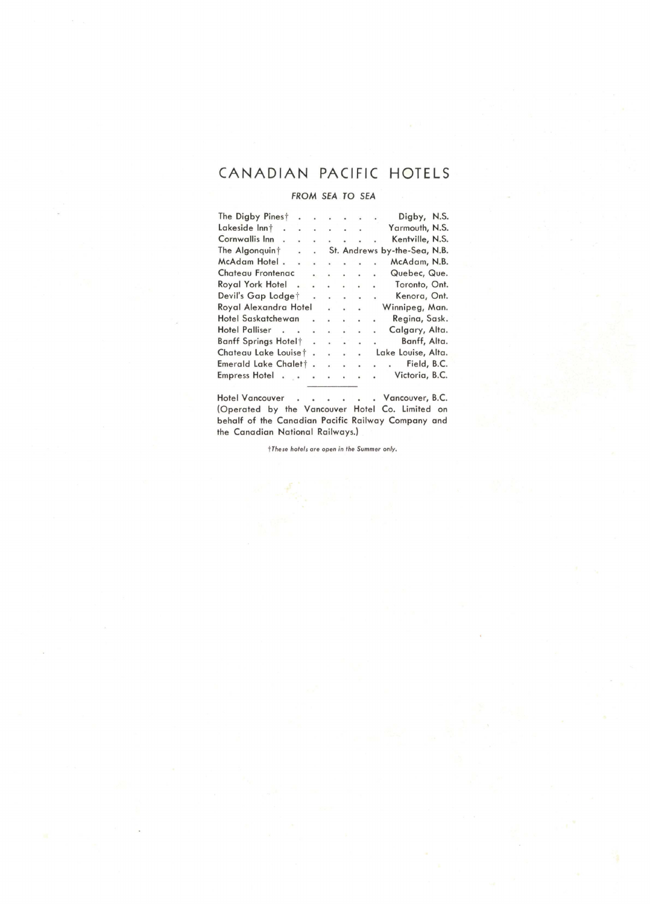# CANADIAN PACIFIC HOTELS

*FROM SEA TO SEA*

| | |
|---|---|
| The Digby Pines† | Digby, N.S. |
| Lakeside Inn† | Yarmouth, N.S. |
| Cornwallis Inn | Kentville, N.S. |
| The Algonquin† | St. Andrews by-the-Sea, N.B. |
| McAdam Hotel | McAdam, N.B. |
| Chateau Frontenac | Quebec, Que. |
| Royal York Hotel | Toronto, Ont. |
| Devil's Gap Lodge† | Kenora, Ont. |
| Royal Alexandra Hotel | Winnipeg, Man. |
| Hotel Saskatchewan | Regina, Sask. |
| Hotel Palliser | Calgary, Alta. |
| Banff Springs Hotel† | Banff, Alta. |
| Chateau Lake Louise† | Lake Louise, Alta. |
| Emerald Lake Chalet† | Field, B.C. |
| Empress Hotel | Victoria, B.C. |

---

Hotel Vancouver . . . . . . . Vancouver, B.C.
(Operated by the Vancouver Hotel Co. Limited on behalf of the Canadian Pacific Railway Company and the Canadian National Railways.)

*†These hotels are open in the Summer only.*